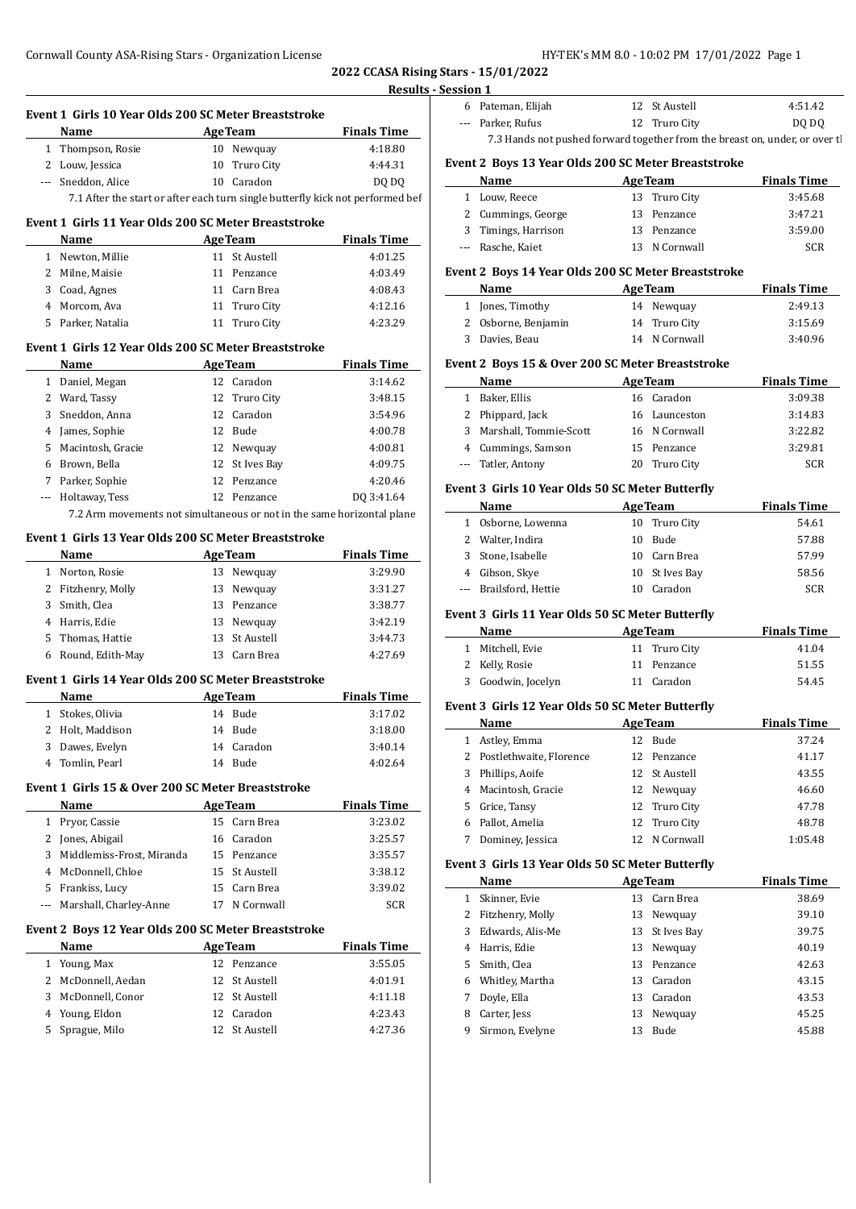## 2022 CCASA Rising Stars - 15/01/2022

### Results - Session 1

#### Event 1 Girls 10 Year Olds 200 SC Meter Breaststroke

| | Name | Age | Team | Finals Time |
|---|---|---|---|---|
| 1 | Thompson, Rosie | 10 | Newquay | 4:18.80 |
| 2 | Louw, Jessica | 10 | Truro City | 4:44.31 |
| --- | Sneddon, Alice | 10 | Caradon | DQ DQ |

7.1 After the start or after each turn single butterfly kick not performed bef

#### Event 1 Girls 11 Year Olds 200 SC Meter Breaststroke

| | Name | Age | Team | Finals Time |
|---|---|---|---|---|
| 1 | Newton, Millie | 11 | St Austell | 4:01.25 |
| 2 | Milne, Maisie | 11 | Penzance | 4:03.49 |
| 3 | Coad, Agnes | 11 | Carn Brea | 4:08.43 |
| 4 | Morcom, Ava | 11 | Truro City | 4:12.16 |
| 5 | Parker, Natalia | 11 | Truro City | 4:23.29 |

#### Event 1 Girls 12 Year Olds 200 SC Meter Breaststroke

| | Name | Age | Team | Finals Time |
|---|---|---|---|---|
| 1 | Daniel, Megan | 12 | Caradon | 3:14.62 |
| 2 | Ward, Tassy | 12 | Truro City | 3:48.15 |
| 3 | Sneddon, Anna | 12 | Caradon | 3:54.96 |
| 4 | James, Sophie | 12 | Bude | 4:00.78 |
| 5 | Macintosh, Gracie | 12 | Newquay | 4:00.81 |
| 6 | Brown, Bella | 12 | St Ives Bay | 4:09.75 |
| 7 | Parker, Sophie | 12 | Penzance | 4:20.46 |
| --- | Holtaway, Tess | 12 | Penzance | DQ 3:41.64 |

7.2 Arm movements not simultaneous or not in the same horizontal plane

#### Event 1 Girls 13 Year Olds 200 SC Meter Breaststroke

| | Name | Age | Team | Finals Time |
|---|---|---|---|---|
| 1 | Norton, Rosie | 13 | Newquay | 3:29.90 |
| 2 | Fitzhenry, Molly | 13 | Newquay | 3:31.27 |
| 3 | Smith, Clea | 13 | Penzance | 3:38.77 |
| 4 | Harris, Edie | 13 | Newquay | 3:42.19 |
| 5 | Thomas, Hattie | 13 | St Austell | 3:44.73 |
| 6 | Round, Edith-May | 13 | Carn Brea | 4:27.69 |

#### Event 1 Girls 14 Year Olds 200 SC Meter Breaststroke

| | Name | Age | Team | Finals Time |
|---|---|---|---|---|
| 1 | Stokes, Olivia | 14 | Bude | 3:17.02 |
| 2 | Holt, Maddison | 14 | Bude | 3:18.00 |
| 3 | Dawes, Evelyn | 14 | Caradon | 3:40.14 |
| 4 | Tomlin, Pearl | 14 | Bude | 4:02.64 |

#### Event 1 Girls 15 & Over 200 SC Meter Breaststroke

| | Name | Age | Team | Finals Time |
|---|---|---|---|---|
| 1 | Pryor, Cassie | 15 | Carn Brea | 3:23.02 |
| 2 | Jones, Abigail | 16 | Caradon | 3:25.57 |
| 3 | Middlemiss-Frost, Miranda | 15 | Penzance | 3:35.57 |
| 4 | McDonnell, Chloe | 15 | St Austell | 3:38.12 |
| 5 | Frankiss, Lucy | 15 | Carn Brea | 3:39.02 |
| --- | Marshall, Charley-Anne | 17 | N Cornwall | SCR |

#### Event 2 Boys 12 Year Olds 200 SC Meter Breaststroke

| | Name | Age | Team | Finals Time |
|---|---|---|---|---|
| 1 | Young, Max | 12 | Penzance | 3:55.05 |
| 2 | McDonnell, Aedan | 12 | St Austell | 4:01.91 |
| 3 | McDonnell, Conor | 12 | St Austell | 4:11.18 |
| 4 | Young, Eldon | 12 | Caradon | 4:23.43 |
| 5 | Sprague, Milo | 12 | St Austell | 4:27.36 |
| 6 | Pateman, Elijah | 12 | St Austell | 4:51.42 |
| --- | Parker, Rufus | 12 | Truro City | DQ DQ |

7.3 Hands not pushed forward together from the breast on, under, or over t

#### Event 2 Boys 13 Year Olds 200 SC Meter Breaststroke

| | Name | Age | Team | Finals Time |
|---|---|---|---|---|
| 1 | Louw, Reece | 13 | Truro City | 3:45.68 |
| 2 | Cummings, George | 13 | Penzance | 3:47.21 |
| 3 | Timings, Harrison | 13 | Penzance | 3:59.00 |
| --- | Rasche, Kaiet | 13 | N Cornwall | SCR |

#### Event 2 Boys 14 Year Olds 200 SC Meter Breaststroke

| | Name | Age | Team | Finals Time |
|---|---|---|---|---|
| 1 | Jones, Timothy | 14 | Newquay | 2:49.13 |
| 2 | Osborne, Benjamin | 14 | Truro City | 3:15.69 |
| 3 | Davies, Beau | 14 | N Cornwall | 3:40.96 |

#### Event 2 Boys 15 & Over 200 SC Meter Breaststroke

| | Name | Age | Team | Finals Time |
|---|---|---|---|---|
| 1 | Baker, Ellis | 16 | Caradon | 3:09.38 |
| 2 | Phippard, Jack | 16 | Launceston | 3:14.83 |
| 3 | Marshall, Tommie-Scott | 16 | N Cornwall | 3:22.82 |
| 4 | Cummings, Samson | 15 | Penzance | 3:29.81 |
| --- | Tatler, Antony | 20 | Truro City | SCR |

#### Event 3 Girls 10 Year Olds 50 SC Meter Butterfly

| | Name | Age | Team | Finals Time |
|---|---|---|---|---|
| 1 | Osborne, Lowenna | 10 | Truro City | 54.61 |
| 2 | Walter, Indira | 10 | Bude | 57.88 |
| 3 | Stone, Isabelle | 10 | Carn Brea | 57.99 |
| 4 | Gibson, Skye | 10 | St Ives Bay | 58.56 |
| --- | Brailsford, Hettie | 10 | Caradon | SCR |

#### Event 3 Girls 11 Year Olds 50 SC Meter Butterfly

| | Name | Age | Team | Finals Time |
|---|---|---|---|---|
| 1 | Mitchell, Evie | 11 | Truro City | 41.04 |
| 2 | Kelly, Rosie | 11 | Penzance | 51.55 |
| 3 | Goodwin, Jocelyn | 11 | Caradon | 54.45 |

#### Event 3 Girls 12 Year Olds 50 SC Meter Butterfly

| | Name | Age | Team | Finals Time |
|---|---|---|---|---|
| 1 | Astley, Emma | 12 | Bude | 37.24 |
| 2 | Postlethwaite, Florence | 12 | Penzance | 41.17 |
| 3 | Phillips, Aoife | 12 | St Austell | 43.55 |
| 4 | Macintosh, Gracie | 12 | Newquay | 46.60 |
| 5 | Grice, Tansy | 12 | Truro City | 47.78 |
| 6 | Pallot, Amelia | 12 | Truro City | 48.78 |
| 7 | Dominey, Jessica | 12 | N Cornwall | 1:05.48 |

#### Event 3 Girls 13 Year Olds 50 SC Meter Butterfly

| | Name | Age | Team | Finals Time |
|---|---|---|---|---|
| 1 | Skinner, Evie | 13 | Carn Brea | 38.69 |
| 2 | Fitzhenry, Molly | 13 | Newquay | 39.10 |
| 3 | Edwards, Alis-Me | 13 | St Ives Bay | 39.75 |
| 4 | Harris, Edie | 13 | Newquay | 40.19 |
| 5 | Smith, Clea | 13 | Penzance | 42.63 |
| 6 | Whitley, Martha | 13 | Caradon | 43.15 |
| 7 | Doyle, Ella | 13 | Caradon | 43.53 |
| 8 | Carter, Jess | 13 | Newquay | 45.25 |
| 9 | Sirmon, Evelyne | 13 | Bude | 45.88 |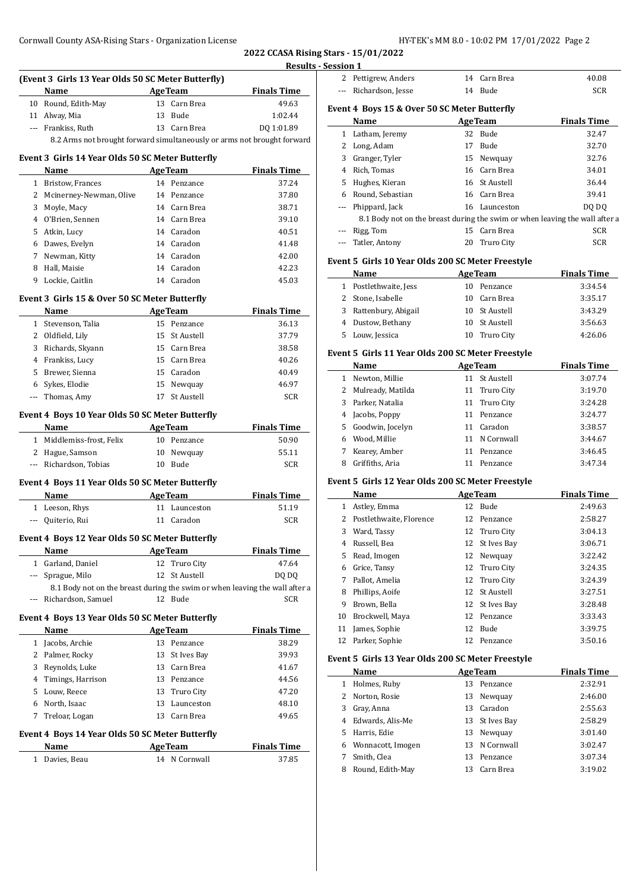## 2022 CCASA Rising Stars - 15/01/2022

### Results - Session 1

#### (Event 3 Girls 13 Year Olds 50 SC Meter Butterfly)

| | Name | Age | Team | Finals Time |
|---|---|---|---|---|
| 10 | Round, Edith-May | 13 | Carn Brea | 49.63 |
| 11 | Alway, Mia | 13 | Bude | 1:02.44 |
| --- | Frankiss, Ruth | 13 | Carn Brea | DQ 1:01.89 |

8.2 Arms not brought forward simultaneously or arms not brought forward

#### Event 3 Girls 14 Year Olds 50 SC Meter Butterfly

| | Name | Age | Team | Finals Time |
|---|---|---|---|---|
| 1 | Bristow, Frances | 14 | Penzance | 37.24 |
| 2 | Mcinerney-Newman, Olive | 14 | Penzance | 37.80 |
| 3 | Moyle, Macy | 14 | Carn Brea | 38.71 |
| 4 | O'Brien, Sennen | 14 | Carn Brea | 39.10 |
| 5 | Atkin, Lucy | 14 | Caradon | 40.51 |
| 6 | Dawes, Evelyn | 14 | Caradon | 41.48 |
| 7 | Newman, Kitty | 14 | Caradon | 42.00 |
| 8 | Hall, Maisie | 14 | Caradon | 42.23 |
| 9 | Lockie, Caitlin | 14 | Caradon | 45.03 |

#### Event 3 Girls 15 & Over 50 SC Meter Butterfly

| | Name | Age | Team | Finals Time |
|---|---|---|---|---|
| 1 | Stevenson, Talia | 15 | Penzance | 36.13 |
| 2 | Oldfield, Lily | 15 | St Austell | 37.79 |
| 3 | Richards, Skyann | 15 | Carn Brea | 38.58 |
| 4 | Frankiss, Lucy | 15 | Carn Brea | 40.26 |
| 5 | Brewer, Sienna | 15 | Caradon | 40.49 |
| 6 | Sykes, Elodie | 15 | Newquay | 46.97 |
| --- | Thomas, Amy | 17 | St Austell | SCR |

#### Event 4 Boys 10 Year Olds 50 SC Meter Butterfly

| | Name | Age | Team | Finals Time |
|---|---|---|---|---|
| 1 | Middlemiss-frost, Felix | 10 | Penzance | 50.90 |
| 2 | Hague, Samson | 10 | Newquay | 55.11 |
| --- | Richardson, Tobias | 10 | Bude | SCR |

#### Event 4 Boys 11 Year Olds 50 SC Meter Butterfly

| | Name | Age | Team | Finals Time |
|---|---|---|---|---|
| 1 | Leeson, Rhys | 11 | Launceston | 51.19 |
| --- | Quiterio, Rui | 11 | Caradon | SCR |

#### Event 4 Boys 12 Year Olds 50 SC Meter Butterfly

| | Name | Age | Team | Finals Time |
|---|---|---|---|---|
| 1 | Garland, Daniel | 12 | Truro City | 47.64 |
| --- | Sprague, Milo | 12 | St Austell | DQ DQ |
| --- | Richardson, Samuel | 12 | Bude | SCR |

8.1 Body not on the breast during the swim or when leaving the wall after a

#### Event 4 Boys 13 Year Olds 50 SC Meter Butterfly

| | Name | Age | Team | Finals Time |
|---|---|---|---|---|
| 1 | Jacobs, Archie | 13 | Penzance | 38.29 |
| 2 | Palmer, Rocky | 13 | St Ives Bay | 39.93 |
| 3 | Reynolds, Luke | 13 | Carn Brea | 41.67 |
| 4 | Timings, Harrison | 13 | Penzance | 44.56 |
| 5 | Louw, Reece | 13 | Truro City | 47.20 |
| 6 | North, Isaac | 13 | Launceston | 48.10 |
| 7 | Treloar, Logan | 13 | Carn Brea | 49.65 |

#### Event 4 Boys 14 Year Olds 50 SC Meter Butterfly

| | Name | Age | Team | Finals Time |
|---|---|---|---|---|
| 1 | Davies, Beau | 14 | N Cornwall | 37.85 |
| 2 | Pettigrew, Anders | 14 | Carn Brea | 40.08 |
| --- | Richardson, Jesse | 14 | Bude | SCR |

#### Event 4 Boys 15 & Over 50 SC Meter Butterfly

| | Name | Age | Team | Finals Time |
|---|---|---|---|---|
| 1 | Latham, Jeremy | 32 | Bude | 32.47 |
| 2 | Long, Adam | 17 | Bude | 32.70 |
| 3 | Granger, Tyler | 15 | Newquay | 32.76 |
| 4 | Rich, Tomas | 16 | Carn Brea | 34.01 |
| 5 | Hughes, Kieran | 16 | St Austell | 36.44 |
| 6 | Round, Sebastian | 16 | Carn Brea | 39.41 |
| --- | Phippard, Jack | 16 | Launceston | DQ DQ |
| --- | Rigg, Tom | 15 | Carn Brea | SCR |
| --- | Tatler, Antony | 20 | Truro City | SCR |

8.1 Body not on the breast during the swim or when leaving the wall after a

#### Event 5 Girls 10 Year Olds 200 SC Meter Freestyle

| | Name | Age | Team | Finals Time |
|---|---|---|---|---|
| 1 | Postlethwaite, Jess | 10 | Penzance | 3:34.54 |
| 2 | Stone, Isabelle | 10 | Carn Brea | 3:35.17 |
| 3 | Rattenbury, Abigail | 10 | St Austell | 3:43.29 |
| 4 | Dustow, Bethany | 10 | St Austell | 3:56.63 |
| 5 | Louw, Jessica | 10 | Truro City | 4:26.06 |

#### Event 5 Girls 11 Year Olds 200 SC Meter Freestyle

| | Name | Age | Team | Finals Time |
|---|---|---|---|---|
| 1 | Newton, Millie | 11 | St Austell | 3:07.74 |
| 2 | Mulready, Matilda | 11 | Truro City | 3:19.70 |
| 3 | Parker, Natalia | 11 | Truro City | 3:24.28 |
| 4 | Jacobs, Poppy | 11 | Penzance | 3:24.77 |
| 5 | Goodwin, Jocelyn | 11 | Caradon | 3:38.57 |
| 6 | Wood, Millie | 11 | N Cornwall | 3:44.67 |
| 7 | Kearey, Amber | 11 | Penzance | 3:46.45 |
| 8 | Griffiths, Aria | 11 | Penzance | 3:47.34 |

#### Event 5 Girls 12 Year Olds 200 SC Meter Freestyle

| | Name | Age | Team | Finals Time |
|---|---|---|---|---|
| 1 | Astley, Emma | 12 | Bude | 2:49.63 |
| 2 | Postlethwaite, Florence | 12 | Penzance | 2:58.27 |
| 3 | Ward, Tassy | 12 | Truro City | 3:04.13 |
| 4 | Russell, Bea | 12 | St Ives Bay | 3:06.71 |
| 5 | Read, Imogen | 12 | Newquay | 3:22.42 |
| 6 | Grice, Tansy | 12 | Truro City | 3:24.35 |
| 7 | Pallot, Amelia | 12 | Truro City | 3:24.39 |
| 8 | Phillips, Aoife | 12 | St Austell | 3:27.51 |
| 9 | Brown, Bella | 12 | St Ives Bay | 3:28.48 |
| 10 | Brockwell, Maya | 12 | Penzance | 3:33.43 |
| 11 | James, Sophie | 12 | Bude | 3:39.75 |
| 12 | Parker, Sophie | 12 | Penzance | 3:50.16 |

#### Event 5 Girls 13 Year Olds 200 SC Meter Freestyle

| | Name | Age | Team | Finals Time |
|---|---|---|---|---|
| 1 | Holmes, Ruby | 13 | Penzance | 2:32.91 |
| 2 | Norton, Rosie | 13 | Newquay | 2:46.00 |
| 3 | Gray, Anna | 13 | Caradon | 2:55.63 |
| 4 | Edwards, Alis-Me | 13 | St Ives Bay | 2:58.29 |
| 5 | Harris, Edie | 13 | Newquay | 3:01.40 |
| 6 | Wonnacott, Imogen | 13 | N Cornwall | 3:02.47 |
| 7 | Smith, Clea | 13 | Penzance | 3:07.34 |
| 8 | Round, Edith-May | 13 | Carn Brea | 3:19.02 |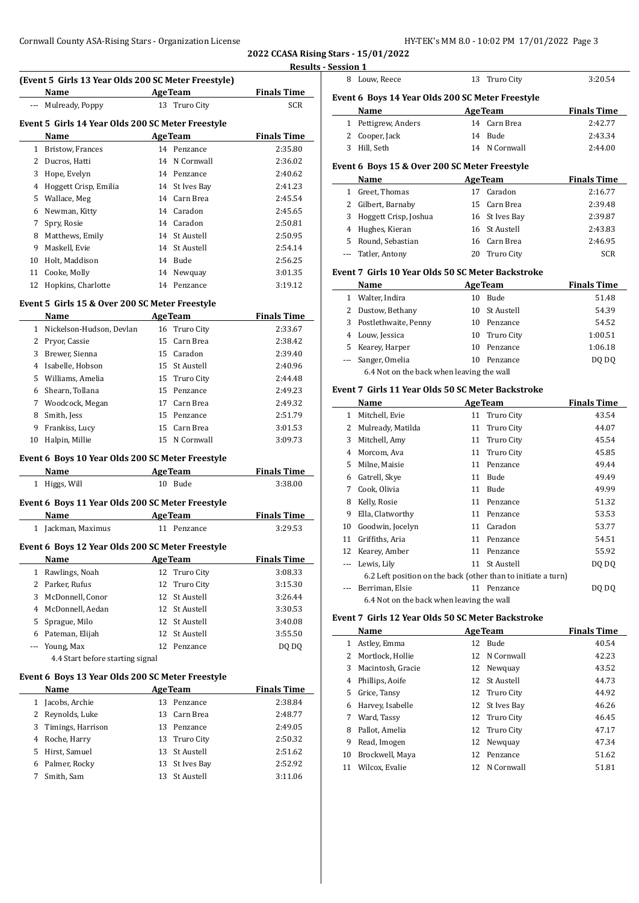**2022 CCASA Rising Stars - 15/01/2022**

**Results - Session 1**

### (Event 5 Girls 13 Year Olds 200 SC Meter Freestyle)

| | Name | Age | Team | Finals Time |
|---|---|---|---|---|
| --- | Mulready, Poppy | 13 | Truro City | SCR |

### Event 5 Girls 14 Year Olds 200 SC Meter Freestyle

| | Name | Age | Team | Finals Time |
|---|---|---|---|---|
| 1 | Bristow, Frances | 14 | Penzance | 2:35.80 |
| 2 | Ducros, Hatti | 14 | N Cornwall | 2:36.02 |
| 3 | Hope, Evelyn | 14 | Penzance | 2:40.62 |
| 4 | Hoggett Crisp, Emilia | 14 | St Ives Bay | 2:41.23 |
| 5 | Wallace, Meg | 14 | Carn Brea | 2:45.54 |
| 6 | Newman, Kitty | 14 | Caradon | 2:45.65 |
| 7 | Spry, Rosie | 14 | Caradon | 2:50.81 |
| 8 | Matthews, Emily | 14 | St Austell | 2:50.95 |
| 9 | Maskell, Evie | 14 | St Austell | 2:54.14 |
| 10 | Holt, Maddison | 14 | Bude | 2:56.25 |
| 11 | Cooke, Molly | 14 | Newquay | 3:01.35 |
| 12 | Hopkins, Charlotte | 14 | Penzance | 3:19.12 |

### Event 5 Girls 15 & Over 200 SC Meter Freestyle

| | Name | Age | Team | Finals Time |
|---|---|---|---|---|
| 1 | Nickelson-Hudson, Devlan | 16 | Truro City | 2:33.67 |
| 2 | Pryor, Cassie | 15 | Carn Brea | 2:38.42 |
| 3 | Brewer, Sienna | 15 | Caradon | 2:39.40 |
| 4 | Isabelle, Hobson | 15 | St Austell | 2:40.96 |
| 5 | Williams, Amelia | 15 | Truro City | 2:44.48 |
| 6 | Shearn, Tollana | 15 | Penzance | 2:49.23 |
| 7 | Woodcock, Megan | 17 | Carn Brea | 2:49.32 |
| 8 | Smith, Jess | 15 | Penzance | 2:51.79 |
| 9 | Frankiss, Lucy | 15 | Carn Brea | 3:01.53 |
| 10 | Halpin, Millie | 15 | N Cornwall | 3:09.73 |

### Event 6 Boys 10 Year Olds 200 SC Meter Freestyle

| | Name | Age | Team | Finals Time |
|---|---|---|---|---|
| 1 | Higgs, Will | 10 | Bude | 3:38.00 |

### Event 6 Boys 11 Year Olds 200 SC Meter Freestyle

| | Name | Age | Team | Finals Time |
|---|---|---|---|---|
| 1 | Jackman, Maximus | 11 | Penzance | 3:29.53 |

### Event 6 Boys 12 Year Olds 200 SC Meter Freestyle

| | Name | Age | Team | Finals Time |
|---|---|---|---|---|
| 1 | Rawlings, Noah | 12 | Truro City | 3:08.33 |
| 2 | Parker, Rufus | 12 | Truro City | 3:15.30 |
| 3 | McDonnell, Conor | 12 | St Austell | 3:26.44 |
| 4 | McDonnell, Aedan | 12 | St Austell | 3:30.53 |
| 5 | Sprague, Milo | 12 | St Austell | 3:40.08 |
| 6 | Pateman, Elijah | 12 | St Austell | 3:55.50 |
| --- | Young, Max | 12 | Penzance | DQ DQ |
| | 4.4 Start before starting signal | | | |

### Event 6 Boys 13 Year Olds 200 SC Meter Freestyle

| | Name | Age | Team | Finals Time |
|---|---|---|---|---|
| 1 | Jacobs, Archie | 13 | Penzance | 2:38.84 |
| 2 | Reynolds, Luke | 13 | Carn Brea | 2:48.77 |
| 3 | Timings, Harrison | 13 | Penzance | 2:49.05 |
| 4 | Roche, Harry | 13 | Truro City | 2:50.32 |
| 5 | Hirst, Samuel | 13 | St Austell | 2:51.62 |
| 6 | Palmer, Rocky | 13 | St Ives Bay | 2:52.92 |
| 7 | Smith, Sam | 13 | St Austell | 3:11.06 |
| 8 | Louw, Reece | 13 | Truro City | 3:20.54 |

### Event 6 Boys 14 Year Olds 200 SC Meter Freestyle

| | Name | Age | Team | Finals Time |
|---|---|---|---|---|
| 1 | Pettigrew, Anders | 14 | Carn Brea | 2:42.77 |
| 2 | Cooper, Jack | 14 | Bude | 2:43.34 |
| 3 | Hill, Seth | 14 | N Cornwall | 2:44.00 |

### Event 6 Boys 15 & Over 200 SC Meter Freestyle

| | Name | Age | Team | Finals Time |
|---|---|---|---|---|
| 1 | Greet, Thomas | 17 | Caradon | 2:16.77 |
| 2 | Gilbert, Barnaby | 15 | Carn Brea | 2:39.48 |
| 3 | Hoggett Crisp, Joshua | 16 | St Ives Bay | 2:39.87 |
| 4 | Hughes, Kieran | 16 | St Austell | 2:43.83 |
| 5 | Round, Sebastian | 16 | Carn Brea | 2:46.95 |
| --- | Tatler, Antony | 20 | Truro City | SCR |

### Event 7 Girls 10 Year Olds 50 SC Meter Backstroke

| | Name | Age | Team | Finals Time |
|---|---|---|---|---|
| 1 | Walter, Indira | 10 | Bude | 51.48 |
| 2 | Dustow, Bethany | 10 | St Austell | 54.39 |
| 3 | Postlethwaite, Penny | 10 | Penzance | 54.52 |
| 4 | Louw, Jessica | 10 | Truro City | 1:00.51 |
| 5 | Kearey, Harper | 10 | Penzance | 1:06.18 |
| --- | Sanger, Omelia | 10 | Penzance | DQ DQ |
| | 6.4 Not on the back when leaving the wall | | | |

### Event 7 Girls 11 Year Olds 50 SC Meter Backstroke

| | Name | Age | Team | Finals Time |
|---|---|---|---|---|
| 1 | Mitchell, Evie | 11 | Truro City | 43.54 |
| 2 | Mulready, Matilda | 11 | Truro City | 44.07 |
| 3 | Mitchell, Amy | 11 | Truro City | 45.54 |
| 4 | Morcom, Ava | 11 | Truro City | 45.85 |
| 5 | Milne, Maisie | 11 | Penzance | 49.44 |
| 6 | Gatrell, Skye | 11 | Bude | 49.49 |
| 7 | Cook, Olivia | 11 | Bude | 49.99 |
| 8 | Kelly, Rosie | 11 | Penzance | 51.32 |
| 9 | Ella, Clatworthy | 11 | Penzance | 53.53 |
| 10 | Goodwin, Jocelyn | 11 | Caradon | 53.77 |
| 11 | Griffiths, Aria | 11 | Penzance | 54.51 |
| 12 | Kearey, Amber | 11 | Penzance | 55.92 |
| --- | Lewis, Lily | 11 | St Austell | DQ DQ |
| | 6.2 Left position on the back (other than to initiate a turn) | | | |
| --- | Berriman, Elsie | 11 | Penzance | DQ DQ |
| | 6.4 Not on the back when leaving the wall | | | |

### Event 7 Girls 12 Year Olds 50 SC Meter Backstroke

| | Name | Age | Team | Finals Time |
|---|---|---|---|---|
| 1 | Astley, Emma | 12 | Bude | 40.54 |
| 2 | Mortlock, Hollie | 12 | N Cornwall | 42.23 |
| 3 | Macintosh, Gracie | 12 | Newquay | 43.52 |
| 4 | Phillips, Aoife | 12 | St Austell | 44.73 |
| 5 | Grice, Tansy | 12 | Truro City | 44.92 |
| 6 | Harvey, Isabelle | 12 | St Ives Bay | 46.26 |
| 7 | Ward, Tassy | 12 | Truro City | 46.45 |
| 8 | Pallot, Amelia | 12 | Truro City | 47.17 |
| 9 | Read, Imogen | 12 | Newquay | 47.34 |
| 10 | Brockwell, Maya | 12 | Penzance | 51.62 |
| 11 | Wilcox, Evalie | 12 | N Cornwall | 51.81 |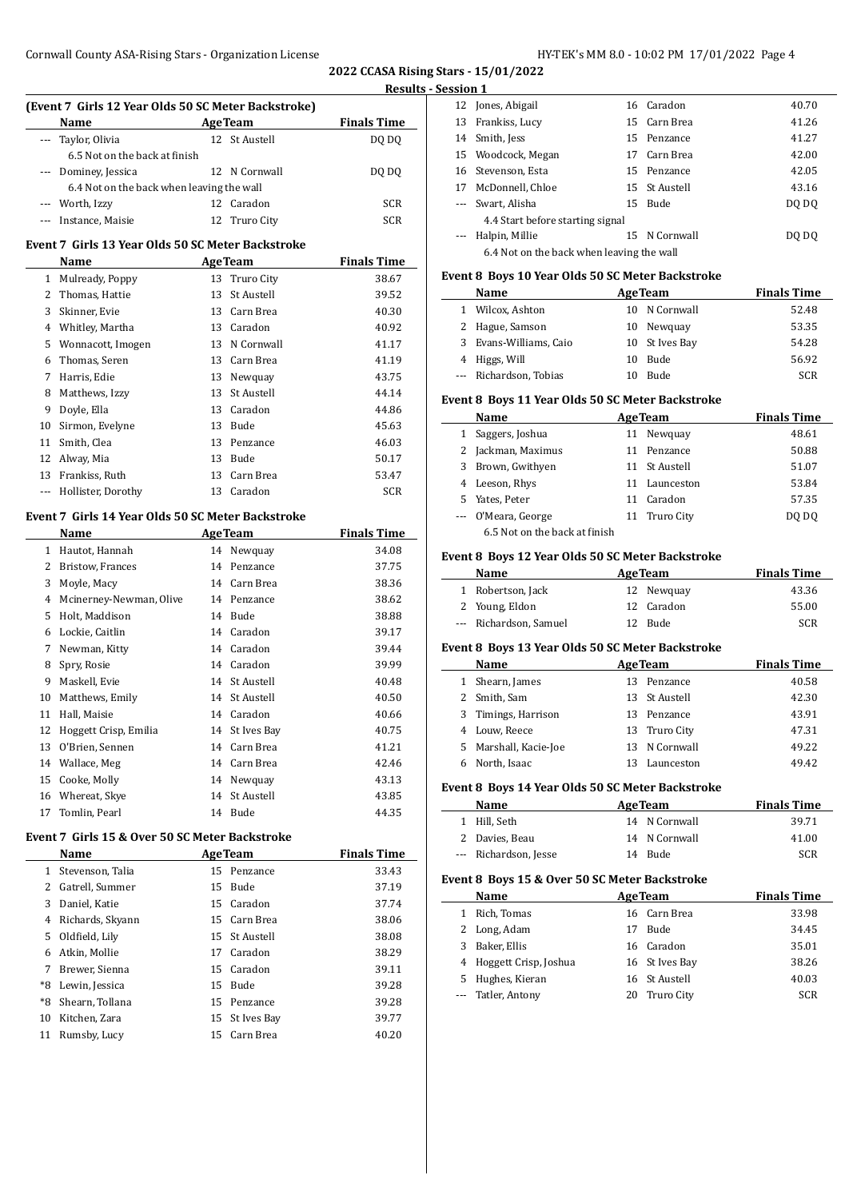**2022 CCASA Rising Stars - 15/01/2022**

**Results - Session 1**

### (Event 7 Girls 12 Year Olds 50 SC Meter Backstroke)

| | Name | Age | Team | Finals Time |
|---|---|---|---|---|
| --- | Taylor, Olivia | 12 | St Austell | DQ DQ |
| | 6.5 Not on the back at finish | | | |
| --- | Dominey, Jessica | 12 | N Cornwall | DQ DQ |
| | 6.4 Not on the back when leaving the wall | | | |
| --- | Worth, Izzy | 12 | Caradon | SCR |
| --- | Instance, Maisie | 12 | Truro City | SCR |

### Event 7 Girls 13 Year Olds 50 SC Meter Backstroke

| | Name | Age | Team | Finals Time |
|---|---|---|---|---|
| 1 | Mulready, Poppy | 13 | Truro City | 38.67 |
| 2 | Thomas, Hattie | 13 | St Austell | 39.52 |
| 3 | Skinner, Evie | 13 | Carn Brea | 40.30 |
| 4 | Whitley, Martha | 13 | Caradon | 40.92 |
| 5 | Wonnacott, Imogen | 13 | N Cornwall | 41.17 |
| 6 | Thomas, Seren | 13 | Carn Brea | 41.19 |
| 7 | Harris, Edie | 13 | Newquay | 43.75 |
| 8 | Matthews, Izzy | 13 | St Austell | 44.14 |
| 9 | Doyle, Ella | 13 | Caradon | 44.86 |
| 10 | Sirmon, Evelyne | 13 | Bude | 45.63 |
| 11 | Smith, Clea | 13 | Penzance | 46.03 |
| 12 | Alway, Mia | 13 | Bude | 50.17 |
| 13 | Frankiss, Ruth | 13 | Carn Brea | 53.47 |
| --- | Hollister, Dorothy | 13 | Caradon | SCR |

### Event 7 Girls 14 Year Olds 50 SC Meter Backstroke

| | Name | Age | Team | Finals Time |
|---|---|---|---|---|
| 1 | Hautot, Hannah | 14 | Newquay | 34.08 |
| 2 | Bristow, Frances | 14 | Penzance | 37.75 |
| 3 | Moyle, Macy | 14 | Carn Brea | 38.36 |
| 4 | Mcinerney-Newman, Olive | 14 | Penzance | 38.62 |
| 5 | Holt, Maddison | 14 | Bude | 38.88 |
| 6 | Lockie, Caitlin | 14 | Caradon | 39.17 |
| 7 | Newman, Kitty | 14 | Caradon | 39.44 |
| 8 | Spry, Rosie | 14 | Caradon | 39.99 |
| 9 | Maskell, Evie | 14 | St Austell | 40.48 |
| 10 | Matthews, Emily | 14 | St Austell | 40.50 |
| 11 | Hall, Maisie | 14 | Caradon | 40.66 |
| 12 | Hoggett Crisp, Emilia | 14 | St Ives Bay | 40.75 |
| 13 | O'Brien, Sennen | 14 | Carn Brea | 41.21 |
| 14 | Wallace, Meg | 14 | Carn Brea | 42.46 |
| 15 | Cooke, Molly | 14 | Newquay | 43.13 |
| 16 | Whereat, Skye | 14 | St Austell | 43.85 |
| 17 | Tomlin, Pearl | 14 | Bude | 44.35 |

### Event 7 Girls 15 & Over 50 SC Meter Backstroke

| | Name | Age | Team | Finals Time |
|---|---|---|---|---|
| 1 | Stevenson, Talia | 15 | Penzance | 33.43 |
| 2 | Gatrell, Summer | 15 | Bude | 37.19 |
| 3 | Daniel, Katie | 15 | Caradon | 37.74 |
| 4 | Richards, Skyann | 15 | Carn Brea | 38.06 |
| 5 | Oldfield, Lily | 15 | St Austell | 38.08 |
| 6 | Atkin, Mollie | 17 | Caradon | 38.29 |
| 7 | Brewer, Sienna | 15 | Caradon | 39.11 |
| *8 | Lewin, Jessica | 15 | Bude | 39.28 |
| *8 | Shearn, Tollana | 15 | Penzance | 39.28 |
| 10 | Kitchen, Zara | 15 | St Ives Bay | 39.77 |
| 11 | Rumsby, Lucy | 15 | Carn Brea | 40.20 |
| 12 | Jones, Abigail | 16 | Caradon | 40.70 |
| 13 | Frankiss, Lucy | 15 | Carn Brea | 41.26 |
| 14 | Smith, Jess | 15 | Penzance | 41.27 |
| 15 | Woodcock, Megan | 17 | Carn Brea | 42.00 |
| 16 | Stevenson, Esta | 15 | Penzance | 42.05 |
| 17 | McDonnell, Chloe | 15 | St Austell | 43.16 |
| --- | Swart, Alisha | 15 | Bude | DQ DQ |
| | 4.4 Start before starting signal | | | |
| --- | Halpin, Millie | 15 | N Cornwall | DQ DQ |
| | 6.4 Not on the back when leaving the wall | | | |

### Event 8 Boys 10 Year Olds 50 SC Meter Backstroke

| | Name | Age | Team | Finals Time |
|---|---|---|---|---|
| 1 | Wilcox, Ashton | 10 | N Cornwall | 52.48 |
| 2 | Hague, Samson | 10 | Newquay | 53.35 |
| 3 | Evans-Williams, Caio | 10 | St Ives Bay | 54.28 |
| 4 | Higgs, Will | 10 | Bude | 56.92 |
| --- | Richardson, Tobias | 10 | Bude | SCR |

### Event 8 Boys 11 Year Olds 50 SC Meter Backstroke

| | Name | Age | Team | Finals Time |
|---|---|---|---|---|
| 1 | Saggers, Joshua | 11 | Newquay | 48.61 |
| 2 | Jackman, Maximus | 11 | Penzance | 50.88 |
| 3 | Brown, Gwithyen | 11 | St Austell | 51.07 |
| 4 | Leeson, Rhys | 11 | Launceston | 53.84 |
| 5 | Yates, Peter | 11 | Caradon | 57.35 |
| --- | O'Meara, George | 11 | Truro City | DQ DQ |
| | 6.5 Not on the back at finish | | | |

### Event 8 Boys 12 Year Olds 50 SC Meter Backstroke

| | Name | Age | Team | Finals Time |
|---|---|---|---|---|
| 1 | Robertson, Jack | 12 | Newquay | 43.36 |
| 2 | Young, Eldon | 12 | Caradon | 55.00 |
| --- | Richardson, Samuel | 12 | Bude | SCR |

### Event 8 Boys 13 Year Olds 50 SC Meter Backstroke

| | Name | Age | Team | Finals Time |
|---|---|---|---|---|
| 1 | Shearn, James | 13 | Penzance | 40.58 |
| 2 | Smith, Sam | 13 | St Austell | 42.30 |
| 3 | Timings, Harrison | 13 | Penzance | 43.91 |
| 4 | Louw, Reece | 13 | Truro City | 47.31 |
| 5 | Marshall, Kacie-Joe | 13 | N Cornwall | 49.22 |
| 6 | North, Isaac | 13 | Launceston | 49.42 |

### Event 8 Boys 14 Year Olds 50 SC Meter Backstroke

| | Name | Age | Team | Finals Time |
|---|---|---|---|---|
| 1 | Hill, Seth | 14 | N Cornwall | 39.71 |
| 2 | Davies, Beau | 14 | N Cornwall | 41.00 |
| --- | Richardson, Jesse | 14 | Bude | SCR |

### Event 8 Boys 15 & Over 50 SC Meter Backstroke

| | Name | Age | Team | Finals Time |
|---|---|---|---|---|
| 1 | Rich, Tomas | 16 | Carn Brea | 33.98 |
| 2 | Long, Adam | 17 | Bude | 34.45 |
| 3 | Baker, Ellis | 16 | Caradon | 35.01 |
| 4 | Hoggett Crisp, Joshua | 16 | St Ives Bay | 38.26 |
| 5 | Hughes, Kieran | 16 | St Austell | 40.03 |
| --- | Tatler, Antony | 20 | Truro City | SCR |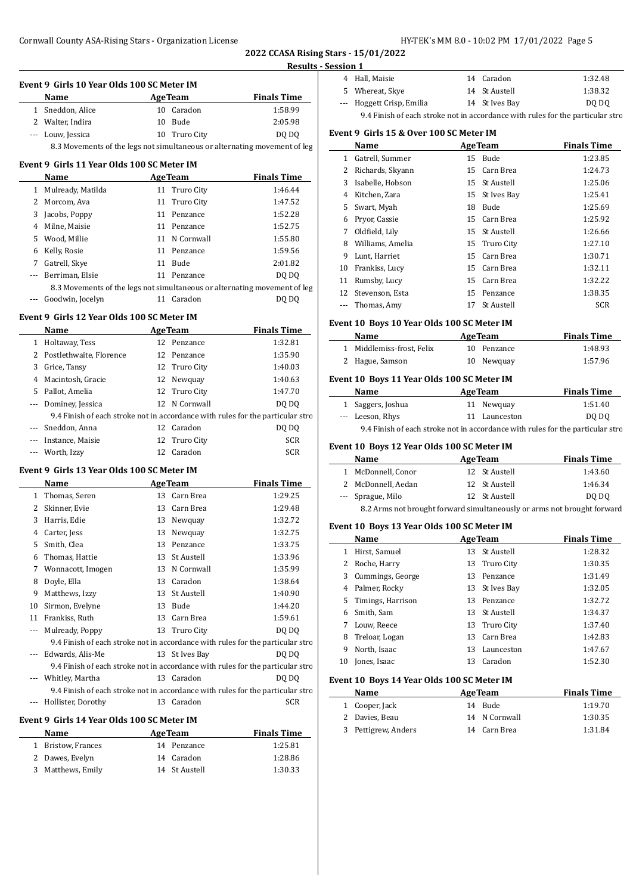**2022 CCASA Rising Stars - 15/01/2022**

**Results - Session 1**

### Event 9 Girls 10 Year Olds 100 SC Meter IM

| | Name | Age | Team | Finals Time |
|---|---|---|---|---|
| 1 | Sneddon, Alice | 10 | Caradon | 1:58.99 |
| 2 | Walter, Indira | 10 | Bude | 2:05.98 |
| --- | Louw, Jessica | 10 | Truro City | DQ DQ |

8.3 Movements of the legs not simultaneous or alternating movement of leg

### Event 9 Girls 11 Year Olds 100 SC Meter IM

| | Name | Age | Team | Finals Time |
|---|---|---|---|---|
| 1 | Mulready, Matilda | 11 | Truro City | 1:46.44 |
| 2 | Morcom, Ava | 11 | Truro City | 1:47.52 |
| 3 | Jacobs, Poppy | 11 | Penzance | 1:52.28 |
| 4 | Milne, Maisie | 11 | Penzance | 1:52.75 |
| 5 | Wood, Millie | 11 | N Cornwall | 1:55.80 |
| 6 | Kelly, Rosie | 11 | Penzance | 1:59.56 |
| 7 | Gatrell, Skye | 11 | Bude | 2:01.82 |
| --- | Berriman, Elsie | 11 | Penzance | DQ DQ |

8.3 Movements of the legs not simultaneous or alternating movement of leg

| | Name | Age | Team | Finals Time |
|---|---|---|---|---|
| --- | Goodwin, Jocelyn | 11 | Caradon | DQ DQ |

### Event 9 Girls 12 Year Olds 100 SC Meter IM

| | Name | Age | Team | Finals Time |
|---|---|---|---|---|
| 1 | Holtaway, Tess | 12 | Penzance | 1:32.81 |
| 2 | Postlethwaite, Florence | 12 | Penzance | 1:35.90 |
| 3 | Grice, Tansy | 12 | Truro City | 1:40.03 |
| 4 | Macintosh, Gracie | 12 | Newquay | 1:40.63 |
| 5 | Pallot, Amelia | 12 | Truro City | 1:47.70 |
| --- | Dominey, Jessica | 12 | N Cornwall | DQ DQ |

9.4 Finish of each stroke not in accordance with rules for the particular stro

| | Name | Age | Team | Finals Time |
|---|---|---|---|---|
| --- | Sneddon, Anna | 12 | Caradon | DQ DQ |
| --- | Instance, Maisie | 12 | Truro City | SCR |
| --- | Worth, Izzy | 12 | Caradon | SCR |

### Event 9 Girls 13 Year Olds 100 SC Meter IM

| | Name | Age | Team | Finals Time |
|---|---|---|---|---|
| 1 | Thomas, Seren | 13 | Carn Brea | 1:29.25 |
| 2 | Skinner, Evie | 13 | Carn Brea | 1:29.48 |
| 3 | Harris, Edie | 13 | Newquay | 1:32.72 |
| 4 | Carter, Jess | 13 | Newquay | 1:32.75 |
| 5 | Smith, Clea | 13 | Penzance | 1:33.75 |
| 6 | Thomas, Hattie | 13 | St Austell | 1:33.96 |
| 7 | Wonnacott, Imogen | 13 | N Cornwall | 1:35.99 |
| 8 | Doyle, Ella | 13 | Caradon | 1:38.64 |
| 9 | Matthews, Izzy | 13 | St Austell | 1:40.90 |
| 10 | Sirmon, Evelyne | 13 | Bude | 1:44.20 |
| 11 | Frankiss, Ruth | 13 | Carn Brea | 1:59.61 |
| --- | Mulready, Poppy | 13 | Truro City | DQ DQ |

9.4 Finish of each stroke not in accordance with rules for the particular stro

| | Name | Age | Team | Finals Time |
|---|---|---|---|---|
| --- | Edwards, Alis-Me | 13 | St Ives Bay | DQ DQ |

9.4 Finish of each stroke not in accordance with rules for the particular stro

| | Name | Age | Team | Finals Time |
|---|---|---|---|---|
| --- | Whitley, Martha | 13 | Caradon | DQ DQ |

9.4 Finish of each stroke not in accordance with rules for the particular stro

| | Name | Age | Team | Finals Time |
|---|---|---|---|---|
| --- | Hollister, Dorothy | 13 | Caradon | SCR |

### Event 9 Girls 14 Year Olds 100 SC Meter IM

| | Name | Age | Team | Finals Time |
|---|---|---|---|---|
| 1 | Bristow, Frances | 14 | Penzance | 1:25.81 |
| 2 | Dawes, Evelyn | 14 | Caradon | 1:28.86 |
| 3 | Matthews, Emily | 14 | St Austell | 1:30.33 |
| 4 | Hall, Maisie | 14 | Caradon | 1:32.48 |
| 5 | Whereat, Skye | 14 | St Austell | 1:38.32 |
| --- | Hoggett Crisp, Emilia | 14 | St Ives Bay | DQ DQ |

9.4 Finish of each stroke not in accordance with rules for the particular stro

### Event 9 Girls 15 & Over 100 SC Meter IM

| | Name | Age | Team | Finals Time |
|---|---|---|---|---|
| 1 | Gatrell, Summer | 15 | Bude | 1:23.85 |
| 2 | Richards, Skyann | 15 | Carn Brea | 1:24.73 |
| 3 | Isabelle, Hobson | 15 | St Austell | 1:25.06 |
| 4 | Kitchen, Zara | 15 | St Ives Bay | 1:25.41 |
| 5 | Swart, Myah | 18 | Bude | 1:25.69 |
| 6 | Pryor, Cassie | 15 | Carn Brea | 1:25.92 |
| 7 | Oldfield, Lily | 15 | St Austell | 1:26.66 |
| 8 | Williams, Amelia | 15 | Truro City | 1:27.10 |
| 9 | Lunt, Harriet | 15 | Carn Brea | 1:30.71 |
| 10 | Frankiss, Lucy | 15 | Carn Brea | 1:32.11 |
| 11 | Rumsby, Lucy | 15 | Carn Brea | 1:32.22 |
| 12 | Stevenson, Esta | 15 | Penzance | 1:38.35 |
| --- | Thomas, Amy | 17 | St Austell | SCR |

### Event 10 Boys 10 Year Olds 100 SC Meter IM

| | Name | Age | Team | Finals Time |
|---|---|---|---|---|
| 1 | Middlemiss-frost, Felix | 10 | Penzance | 1:48.93 |
| 2 | Hague, Samson | 10 | Newquay | 1:57.96 |

### Event 10 Boys 11 Year Olds 100 SC Meter IM

| | Name | Age | Team | Finals Time |
|---|---|---|---|---|
| 1 | Saggers, Joshua | 11 | Newquay | 1:51.40 |
| --- | Leeson, Rhys | 11 | Launceston | DQ DQ |

9.4 Finish of each stroke not in accordance with rules for the particular stro

### Event 10 Boys 12 Year Olds 100 SC Meter IM

| | Name | Age | Team | Finals Time |
|---|---|---|---|---|
| 1 | McDonnell, Conor | 12 | St Austell | 1:43.60 |
| 2 | McDonnell, Aedan | 12 | St Austell | 1:46.34 |
| --- | Sprague, Milo | 12 | St Austell | DQ DQ |

8.2 Arms not brought forward simultaneously or arms not brought forward

### Event 10 Boys 13 Year Olds 100 SC Meter IM

| | Name | Age | Team | Finals Time |
|---|---|---|---|---|
| 1 | Hirst, Samuel | 13 | St Austell | 1:28.32 |
| 2 | Roche, Harry | 13 | Truro City | 1:30.35 |
| 3 | Cummings, George | 13 | Penzance | 1:31.49 |
| 4 | Palmer, Rocky | 13 | St Ives Bay | 1:32.05 |
| 5 | Timings, Harrison | 13 | Penzance | 1:32.72 |
| 6 | Smith, Sam | 13 | St Austell | 1:34.37 |
| 7 | Louw, Reece | 13 | Truro City | 1:37.40 |
| 8 | Treloar, Logan | 13 | Carn Brea | 1:42.83 |
| 9 | North, Isaac | 13 | Launceston | 1:47.67 |
| 10 | Jones, Isaac | 13 | Caradon | 1:52.30 |

### Event 10 Boys 14 Year Olds 100 SC Meter IM

| | Name | Age | Team | Finals Time |
|---|---|---|---|---|
| 1 | Cooper, Jack | 14 | Bude | 1:19.70 |
| 2 | Davies, Beau | 14 | N Cornwall | 1:30.35 |
| 3 | Pettigrew, Anders | 14 | Carn Brea | 1:31.84 |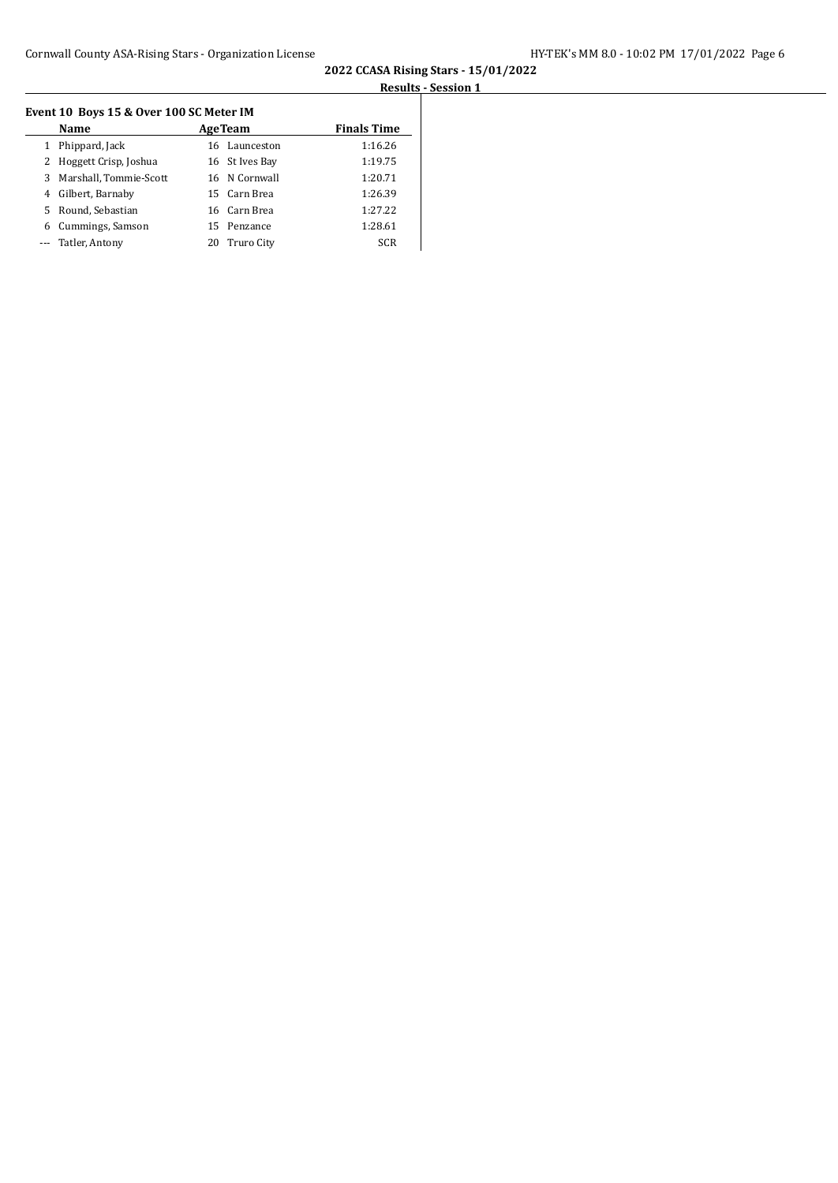## 2022 CCASA Rising Stars - 15/01/2022

### Results - Session 1

**Event 10 Boys 15 & Over 100 SC Meter IM**

| | Name | Age | Team | Finals Time |
|---|---|---|---|---|
| 1 | Phippard, Jack | 16 | Launceston | 1:16.26 |
| 2 | Hoggett Crisp, Joshua | 16 | St Ives Bay | 1:19.75 |
| 3 | Marshall, Tommie-Scott | 16 | N Cornwall | 1:20.71 |
| 4 | Gilbert, Barnaby | 15 | Carn Brea | 1:26.39 |
| 5 | Round, Sebastian | 16 | Carn Brea | 1:27.22 |
| 6 | Cummings, Samson | 15 | Penzance | 1:28.61 |
| --- | Tatler, Antony | 20 | Truro City | SCR |